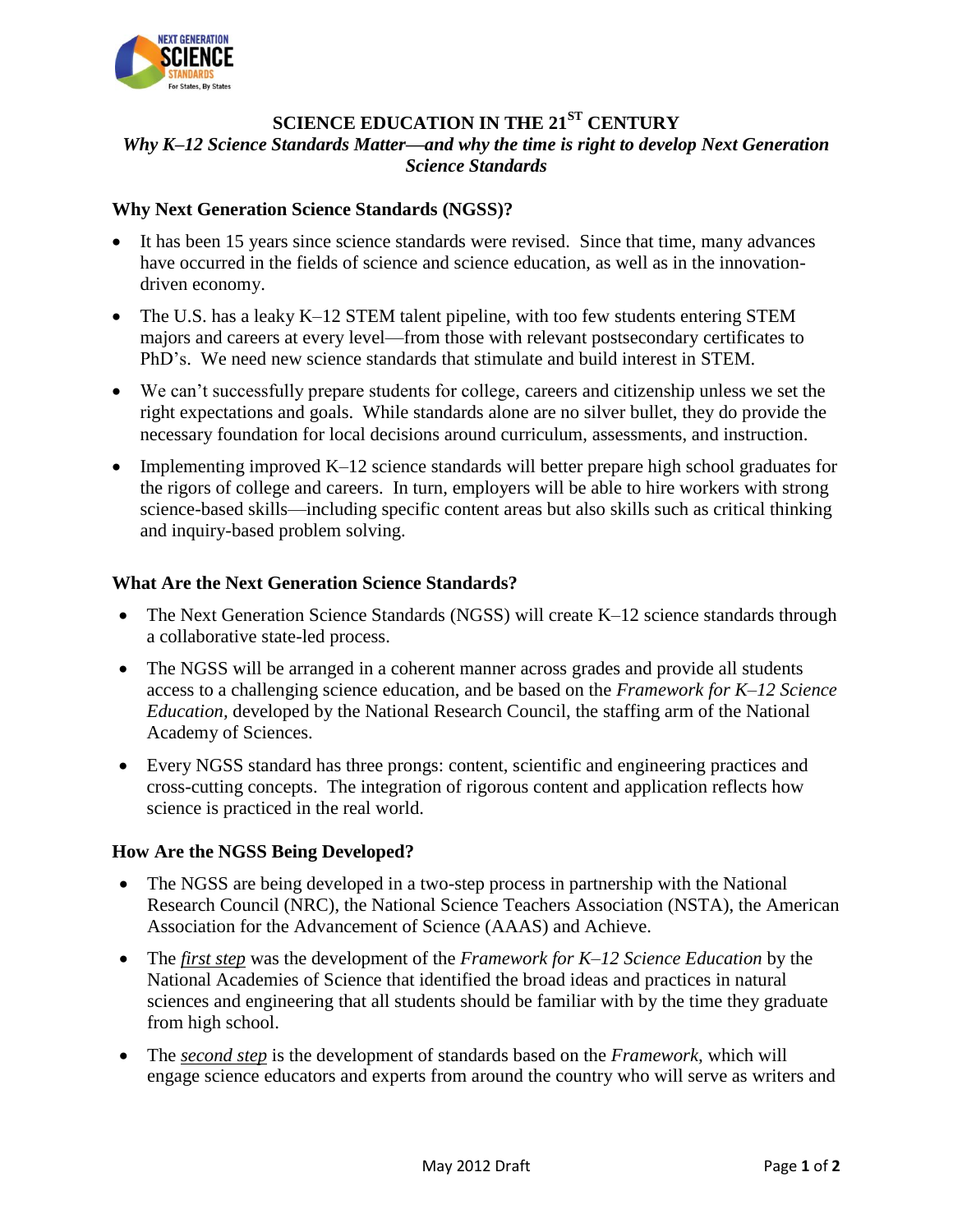# SCIENCE EDUCATION IN THE 21$^{ST}$ CENTURY

***Why K–12 Science Standards Matter—and why the time is right to develop Next Generation Science Standards***

## Why Next Generation Science Standards (NGSS)?

- It has been 15 years since science standards were revised. Since that time, many advances have occurred in the fields of science and science education, as well as in the innovation-driven economy.
- The U.S. has a leaky K–12 STEM talent pipeline, with too few students entering STEM majors and careers at every level—from those with relevant postsecondary certificates to PhD's. We need new science standards that stimulate and build interest in STEM.
- We can't successfully prepare students for college, careers and citizenship unless we set the right expectations and goals. While standards alone are no silver bullet, they do provide the necessary foundation for local decisions around curriculum, assessments, and instruction.
- Implementing improved K–12 science standards will better prepare high school graduates for the rigors of college and careers. In turn, employers will be able to hire workers with strong science-based skills—including specific content areas but also skills such as critical thinking and inquiry-based problem solving.

## What Are the Next Generation Science Standards?

- The Next Generation Science Standards (NGSS) will create K–12 science standards through a collaborative state-led process.
- The NGSS will be arranged in a coherent manner across grades and provide all students access to a challenging science education, and be based on the *Framework for K–12 Science Education*, developed by the National Research Council, the staffing arm of the National Academy of Sciences.
- Every NGSS standard has three prongs: content, scientific and engineering practices and cross-cutting concepts. The integration of rigorous content and application reflects how science is practiced in the real world.

## How Are the NGSS Being Developed?

- The NGSS are being developed in a two-step process in partnership with the National Research Council (NRC), the National Science Teachers Association (NSTA), the American Association for the Advancement of Science (AAAS) and Achieve.
- The ***first step*** was the development of the *Framework for K–12 Science Education* by the National Academies of Science that identified the broad ideas and practices in natural sciences and engineering that all students should be familiar with by the time they graduate from high school.
- The ***second step*** is the development of standards based on the *Framework*, which will engage science educators and experts from around the country who will serve as writers and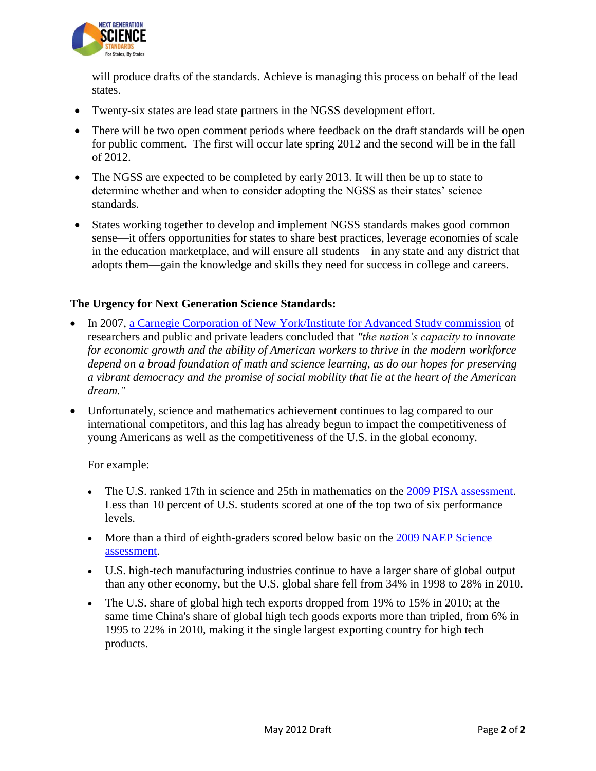will produce drafts of the standards. Achieve is managing this process on behalf of the lead states.

- Twenty-six states are lead state partners in the NGSS development effort.
- There will be two open comment periods where feedback on the draft standards will be open for public comment. The first will occur late spring 2012 and the second will be in the fall of 2012.
- The NGSS are expected to be completed by early 2013. It will then be up to state to determine whether and when to consider adopting the NGSS as their states' science standards.
- States working together to develop and implement NGSS standards makes good common sense—it offers opportunities for states to share best practices, leverage economies of scale in the education marketplace, and will ensure all students—in any state and any district that adopts them—gain the knowledge and skills they need for success in college and careers.

**The Urgency for Next Generation Science Standards:**

- In 2007, a Carnegie Corporation of New York/Institute for Advanced Study commission of researchers and public and private leaders concluded that *"the nation's capacity to innovate for economic growth and the ability of American workers to thrive in the modern workforce depend on a broad foundation of math and science learning, as do our hopes for preserving a vibrant democracy and the promise of social mobility that lie at the heart of the American dream."*
- Unfortunately, science and mathematics achievement continues to lag compared to our international competitors, and this lag has already begun to impact the competitiveness of young Americans as well as the competitiveness of the U.S. in the global economy.

  For example:

  - The U.S. ranked 17th in science and 25th in mathematics on the 2009 PISA assessment. Less than 10 percent of U.S. students scored at one of the top two of six performance levels.
  - More than a third of eighth-graders scored below basic on the 2009 NAEP Science assessment.
  - U.S. high-tech manufacturing industries continue to have a larger share of global output than any other economy, but the U.S. global share fell from 34% in 1998 to 28% in 2010.
  - The U.S. share of global high tech exports dropped from 19% to 15% in 2010; at the same time China's share of global high tech goods exports more than tripled, from 6% in 1995 to 22% in 2010, making it the single largest exporting country for high tech products.

May 2012 Draft